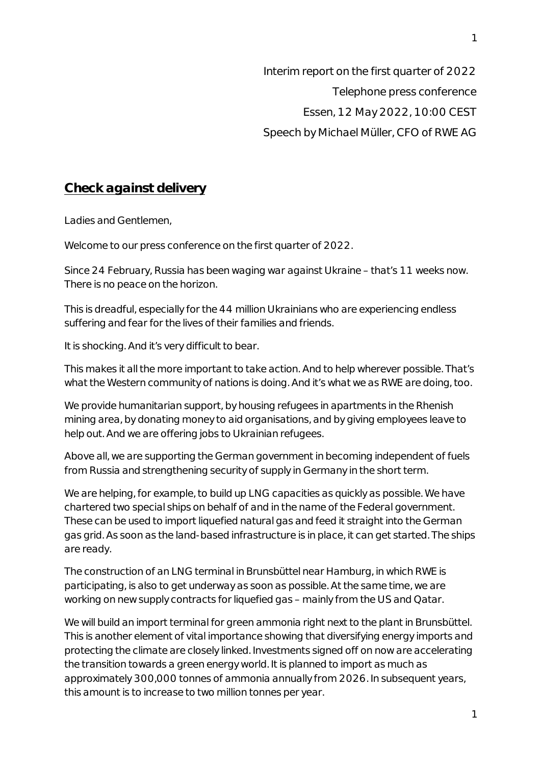Interim report on the first quarter of 2022

Telephone press conference

Essen, 12 May 2022, 10:00 CEST

Speech by Michael Müller, CFO of RWE AG

## Check against delivery

Ladies and Gentlemen,

Welcome to our press conference on the first quarter of 2022.

Since 24 February, Russia has been waging war against Ukraine – that's 11 weeks now. There is no peace on the horizon.

This is dreadful, especially for the 44 million Ukrainians who are experiencing endless suffering and fear for the lives of their families and friends.

It is shocking. And it's very difficult to bear.

This makes it all the more important to take action. And to help wherever possible. That's what the Western community of nations is doing. And it's what we as RWE are doing, too.

We provide humanitarian support, by housing refugees in apartments in the Rhenish mining area, by donating money to aid organisations, and by giving employees leave to help out. And we are offering jobs to Ukrainian refugees.

Above all, we are supporting the German government in becoming independent of fuels from Russia and strengthening security of supply in Germany in the short term.

We are helping, for example, to build up LNG capacities as quickly as possible. We have chartered two special ships on behalf of and in the name of the Federal government. These can be used to import liquefied natural gas and feed it straight into the German gas grid. As soon as the land-based infrastructure is in place, it can get started. The ships are ready.

The construction of an LNG terminal in Brunsbüttel near Hamburg, in which RWE is participating, is also to get underway as soon as possible. At the same time, we are working on new supply contracts for liquefied gas – mainly from the US and Qatar.

We will build an import terminal for green ammonia right next to the plant in Brunsbüttel. This is another element of vital importance showing that diversifying energy imports and protecting the climate are closely linked. Investments signed off on now are accelerating the transition towards a green energy world. It is planned to import as much as approximately 300,000 tonnes of ammonia annually from 2026. In subsequent years, this amount is to increase to two million tonnes per year.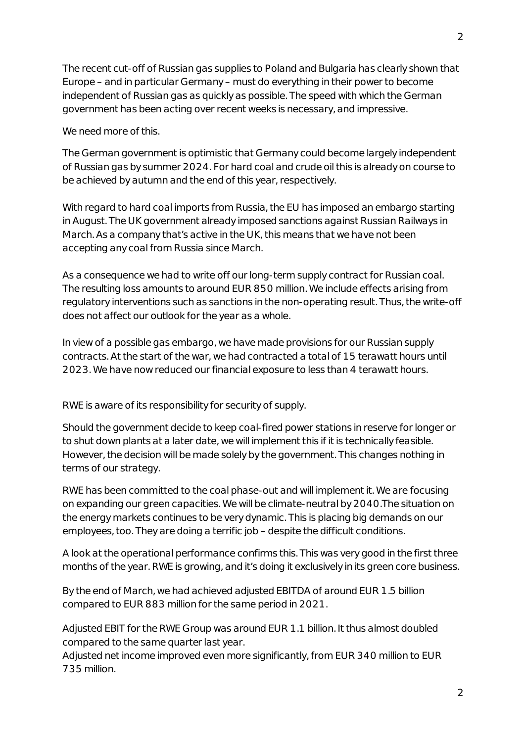The recent cut-off of Russian gas supplies to Poland and Bulgaria has clearly shown that Europe – and in particular Germany – must do everything in their power to become independent of Russian gas as quickly as possible. The speed with which the German government has been acting over recent weeks is necessary, and impressive.

We need more of this.

The German government is optimistic that Germany could become largely independent of Russian gas by summer 2024. For hard coal and crude oil this is already on course to be achieved by autumn and the end of this year, respectively.

With regard to hard coal imports from Russia, the EU has imposed an embargo starting in August. The UK government already imposed sanctions against Russian Railways in March. As a company that's active in the UK, this means that we have not been accepting any coal from Russia since March.

As a consequence we had to write off our long-term supply contract for Russian coal. The resulting loss amounts to around EUR 850 million. We include effects arising from regulatory interventions such as sanctions in the non-operating result. Thus, the write-off does not affect our outlook for the year as a whole.

In view of a possible gas embargo, we have made provisions for our Russian supply contracts. At the start of the war, we had contracted a total of 15 terawatt hours until 2023. We have now reduced our financial exposure to less than 4 terawatt hours.

RWE is aware of its responsibility for security of supply.

Should the government decide to keep coal-fired power stations in reserve for longer or to shut down plants at a later date, we will implement this if it is technically feasible. However, the decision will be made solely by the government. This changes nothing in terms of our strategy.

RWE has been committed to the coal phase-out and will implement it. We are focusing on expanding our green capacities. We will be climate-neutral by 2040.The situation on the energy markets continues to be very dynamic. This is placing big demands on our employees, too. They are doing a terrific job – despite the difficult conditions.

A look at the operational performance confirms this. This was very good in the first three months of the year. RWE is growing, and it's doing it exclusively in its green core business.

By the end of March, we had achieved adjusted EBITDA of around EUR 1.5 billion compared to EUR 883 million for the same period in 2021.

Adjusted EBIT for the RWE Group was around EUR 1.1 billion. It thus almost doubled compared to the same quarter last year.
Adjusted net income improved even more significantly, from EUR 340 million to EUR 735 million.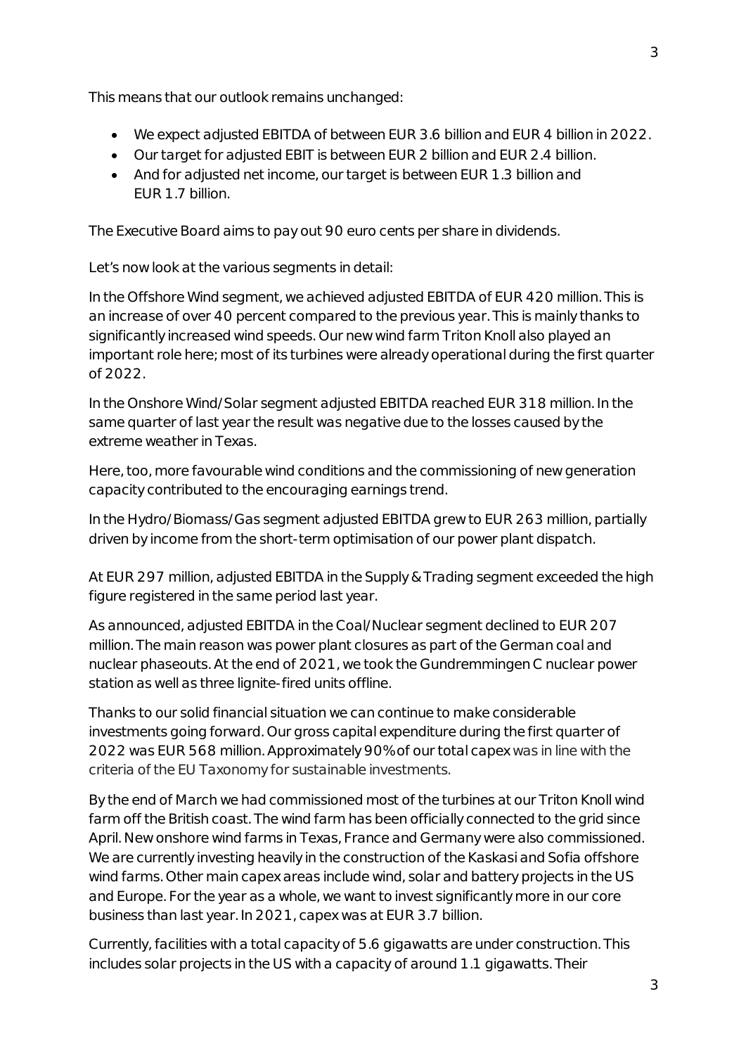This means that our outlook remains unchanged:

- We expect adjusted EBITDA of between EUR 3.6 billion and EUR 4 billion in 2022.
- Our target for adjusted EBIT is between EUR 2 billion and EUR 2.4 billion.
- And for adjusted net income, our target is between EUR 1.3 billion and EUR 1.7 billion.

The Executive Board aims to pay out 90 euro cents per share in dividends.

Let's now look at the various segments in detail:

In the Offshore Wind segment, we achieved adjusted EBITDA of EUR 420 million. This is an increase of over 40 percent compared to the previous year. This is mainly thanks to significantly increased wind speeds. Our new wind farm Triton Knoll also played an important role here; most of its turbines were already operational during the first quarter of 2022.

In the Onshore Wind/Solar segment adjusted EBITDA reached EUR 318 million. In the same quarter of last year the result was negative due to the losses caused by the extreme weather in Texas.

Here, too, more favourable wind conditions and the commissioning of new generation capacity contributed to the encouraging earnings trend.

In the Hydro/Biomass/Gas segment adjusted EBITDA grew to EUR 263 million, partially driven by income from the short-term optimisation of our power plant dispatch.

At EUR 297 million, adjusted EBITDA in the Supply & Trading segment exceeded the high figure registered in the same period last year.

As announced, adjusted EBITDA in the Coal/Nuclear segment declined to EUR 207 million. The main reason was power plant closures as part of the German coal and nuclear phaseouts. At the end of 2021, we took the Gundremmingen C nuclear power station as well as three lignite-fired units offline.

Thanks to our solid financial situation we can continue to make considerable investments going forward. Our gross capital expenditure during the first quarter of 2022 was EUR 568 million. Approximately 90% of our total capex was in line with the criteria of the EU Taxonomy for sustainable investments.

By the end of March we had commissioned most of the turbines at our Triton Knoll wind farm off the British coast. The wind farm has been officially connected to the grid since April. New onshore wind farms in Texas, France and Germany were also commissioned. We are currently investing heavily in the construction of the Kaskasi and Sofia offshore wind farms. Other main capex areas include wind, solar and battery projects in the US and Europe. For the year as a whole, we want to invest significantly more in our core business than last year. In 2021, capex was at EUR 3.7 billion.

Currently, facilities with a total capacity of 5.6 gigawatts are under construction. This includes solar projects in the US with a capacity of around 1.1 gigawatts. Their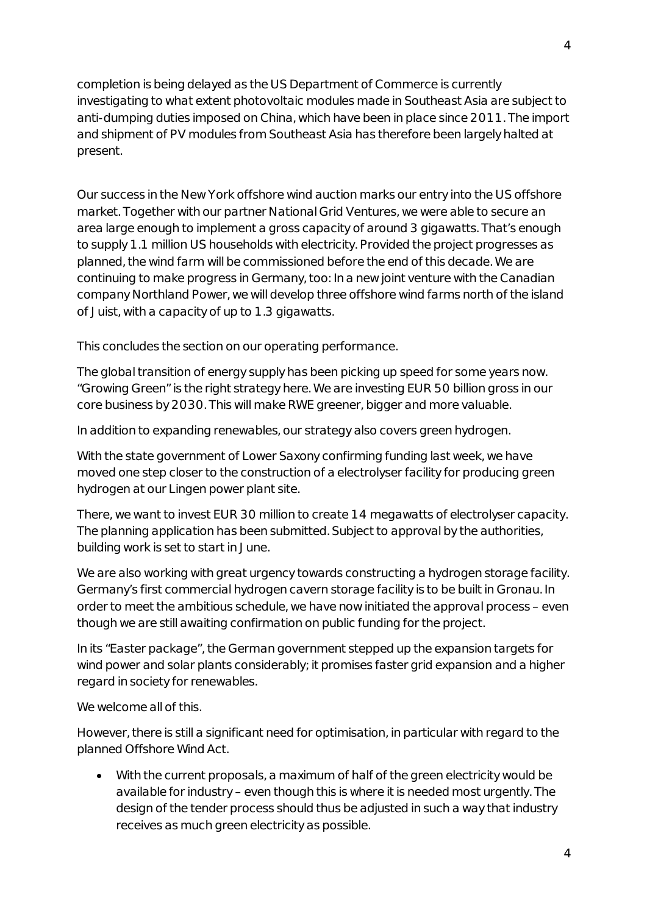completion is being delayed as the US Department of Commerce is currently investigating to what extent photovoltaic modules made in Southeast Asia are subject to anti-dumping duties imposed on China, which have been in place since 2011. The import and shipment of PV modules from Southeast Asia has therefore been largely halted at present.

Our success in the New York offshore wind auction marks our entry into the US offshore market. Together with our partner National Grid Ventures, we were able to secure an area large enough to implement a gross capacity of around 3 gigawatts. That's enough to supply 1.1 million US households with electricity. Provided the project progresses as planned, the wind farm will be commissioned before the end of this decade. We are continuing to make progress in Germany, too: In a new joint venture with the Canadian company Northland Power, we will develop three offshore wind farms north of the island of Juist, with a capacity of up to 1.3 gigawatts.

This concludes the section on our operating performance.

The global transition of energy supply has been picking up speed for some years now. "Growing Green" is the right strategy here. We are investing EUR 50 billion gross in our core business by 2030. This will make RWE greener, bigger and more valuable.

In addition to expanding renewables, our strategy also covers green hydrogen.

With the state government of Lower Saxony confirming funding last week, we have moved one step closer to the construction of a electrolyser facility for producing green hydrogen at our Lingen power plant site.

There, we want to invest EUR 30 million to create 14 megawatts of electrolyser capacity. The planning application has been submitted. Subject to approval by the authorities, building work is set to start in June.

We are also working with great urgency towards constructing a hydrogen storage facility. Germany's first commercial hydrogen cavern storage facility is to be built in Gronau. In order to meet the ambitious schedule, we have now initiated the approval process – even though we are still awaiting confirmation on public funding for the project.

In its "Easter package", the German government stepped up the expansion targets for wind power and solar plants considerably; it promises faster grid expansion and a higher regard in society for renewables.

We welcome all of this.

However, there is still a significant need for optimisation, in particular with regard to the planned Offshore Wind Act.

- With the current proposals, a maximum of half of the green electricity would be available for industry – even though this is where it is needed most urgently. The design of the tender process should thus be adjusted in such a way that industry receives as much green electricity as possible.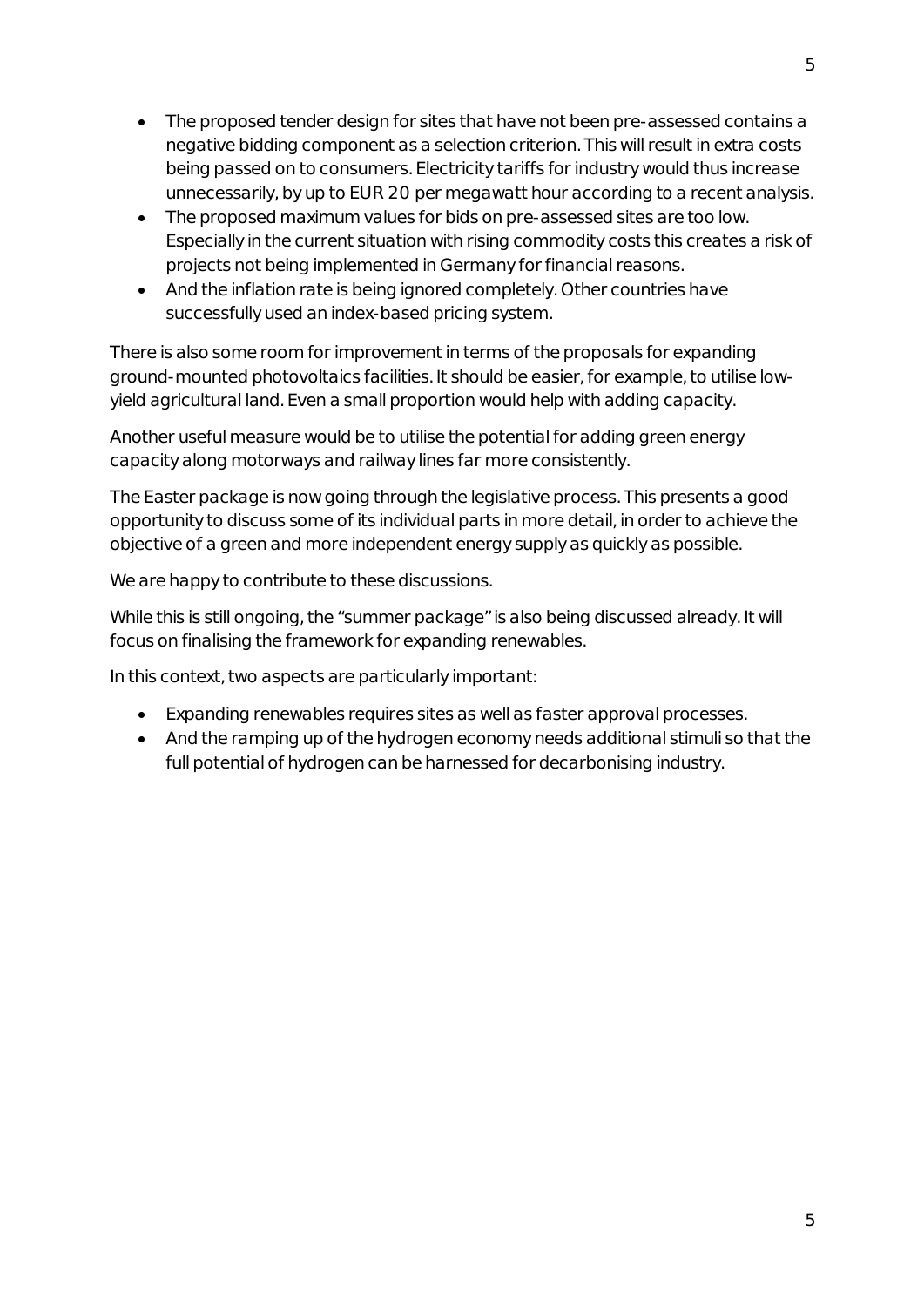- The proposed tender design for sites that have not been pre-assessed contains a negative bidding component as a selection criterion. This will result in extra costs being passed on to consumers. Electricity tariffs for industry would thus increase unnecessarily, by up to EUR 20 per megawatt hour according to a recent analysis.
- The proposed maximum values for bids on pre-assessed sites are too low. Especially in the current situation with rising commodity costs this creates a risk of projects not being implemented in Germany for financial reasons.
- And the inflation rate is being ignored completely. Other countries have successfully used an index-based pricing system.

There is also some room for improvement in terms of the proposals for expanding ground-mounted photovoltaics facilities. It should be easier, for example, to utilise low-yield agricultural land. Even a small proportion would help with adding capacity.

Another useful measure would be to utilise the potential for adding green energy capacity along motorways and railway lines far more consistently.

The Easter package is now going through the legislative process. This presents a good opportunity to discuss some of its individual parts in more detail, in order to achieve the objective of a green and more independent energy supply as quickly as possible.

We are happy to contribute to these discussions.

While this is still ongoing, the "summer package" is also being discussed already. It will focus on finalising the framework for expanding renewables.

In this context, two aspects are particularly important:

- Expanding renewables requires sites as well as faster approval processes.
- And the ramping up of the hydrogen economy needs additional stimuli so that the full potential of hydrogen can be harnessed for decarbonising industry.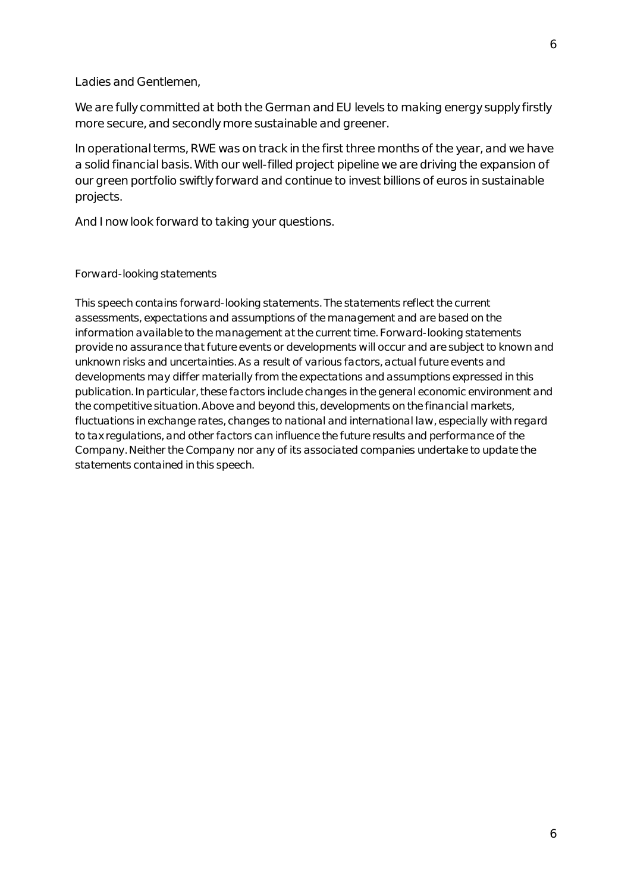Ladies and Gentlemen,

We are fully committed at both the German and EU levels to making energy supply firstly more secure, and secondly more sustainable and greener.

In operational terms, RWE was on track in the first three months of the year, and we have a solid financial basis. With our well-filled project pipeline we are driving the expansion of our green portfolio swiftly forward and continue to invest billions of euros in sustainable projects.

And I now look forward to taking your questions.

*Forward-looking statements*

*This speech contains forward-looking statements. The statements reflect the current assessments, expectations and assumptions of the management and are based on the information available to the management at the current time. Forward-looking statements provide no assurance that future events or developments will occur and are subject to known and unknown risks and uncertainties. As a result of various factors, actual future events and developments may differ materially from the expectations and assumptions expressed in this publication. In particular, these factors include changes in the general economic environment and the competitive situation. Above and beyond this, developments on the financial markets, fluctuations in exchange rates, changes to national and international law, especially with regard to tax regulations, and other factors can influence the future results and performance of the Company. Neither the Company nor any of its associated companies undertake to update the statements contained in this speech.*